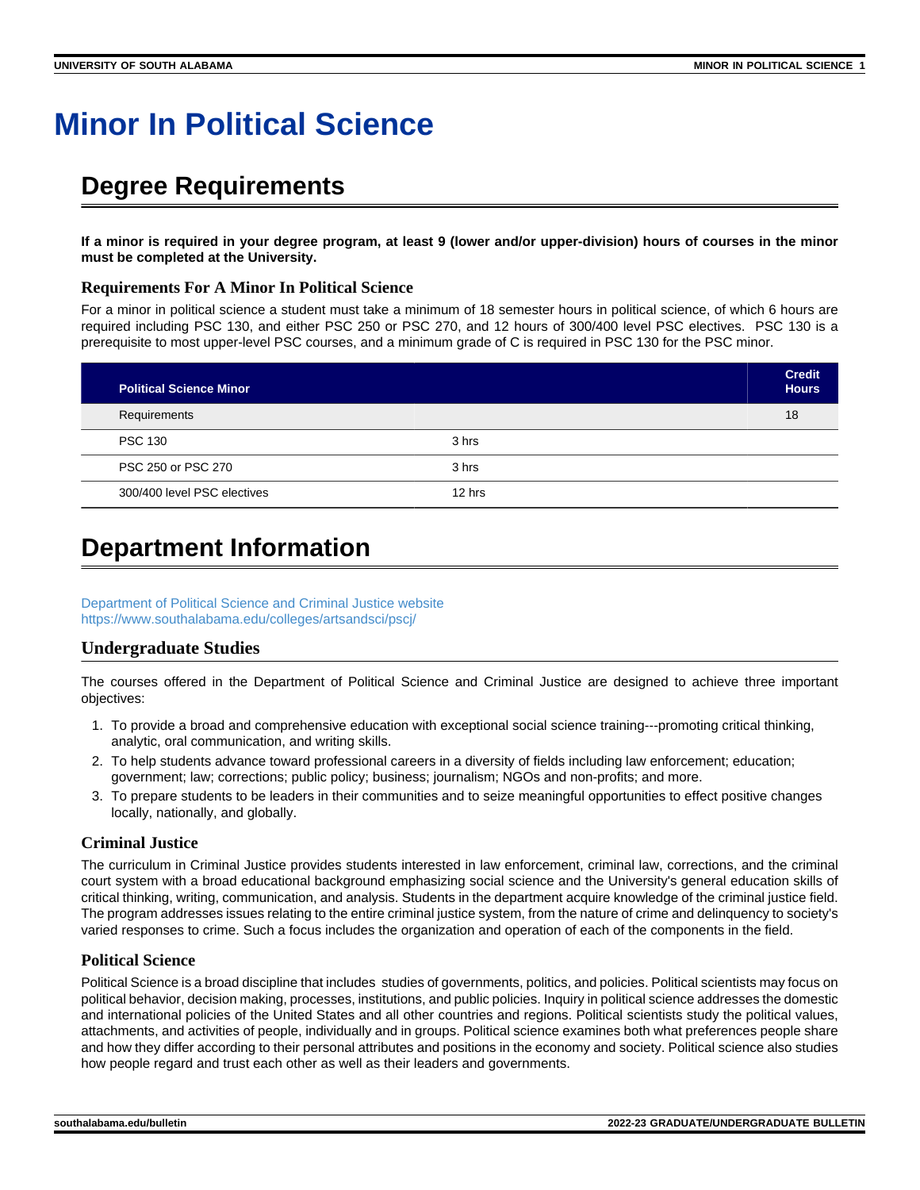# Minor In Political Science

## Degree Requirements

**If a minor is required in your degree program, at least 9 (lower and/or upper-division) hours of courses in the minor must be completed at the University.**

### Requirements For A Minor In Political Science

For a minor in political science a student must take a minimum of 18 semester hours in political science, of which 6 hours are required including PSC 130, and either PSC 250 or PSC 270, and 12 hours of 300/400 level PSC electives. PSC 130 is a prerequisite to most upper-level PSC courses, and a minimum grade of C is required in PSC 130 for the PSC minor.

| Political Science Minor | | Credit Hours |
|---|---|---|
| Requirements | | 18 |
| PSC 130 | 3 hrs | |
| PSC 250 or PSC 270 | 3 hrs | |
| 300/400 level PSC electives | 12 hrs | |

## Department Information

Department of Political Science and Criminal Justice website
https://www.southalabama.edu/colleges/artsandsci/pscj/

### Undergraduate Studies

The courses offered in the Department of Political Science and Criminal Justice are designed to achieve three important objectives:

1. To provide a broad and comprehensive education with exceptional social science training---promoting critical thinking, analytic, oral communication, and writing skills.
2. To help students advance toward professional careers in a diversity of fields including law enforcement; education; government; law; corrections; public policy; business; journalism; NGOs and non-profits; and more.
3. To prepare students to be leaders in their communities and to seize meaningful opportunities to effect positive changes locally, nationally, and globally.

### Criminal Justice

The curriculum in Criminal Justice provides students interested in law enforcement, criminal law, corrections, and the criminal court system with a broad educational background emphasizing social science and the University's general education skills of critical thinking, writing, communication, and analysis. Students in the department acquire knowledge of the criminal justice field. The program addresses issues relating to the entire criminal justice system, from the nature of crime and delinquency to society's varied responses to crime. Such a focus includes the organization and operation of each of the components in the field.

### Political Science

Political Science is a broad discipline that includes studies of governments, politics, and policies. Political scientists may focus on political behavior, decision making, processes, institutions, and public policies. Inquiry in political science addresses the domestic and international policies of the United States and all other countries and regions. Political scientists study the political values, attachments, and activities of people, individually and in groups. Political science examines both what preferences people share and how they differ according to their personal attributes and positions in the economy and society. Political science also studies how people regard and trust each other as well as their leaders and governments.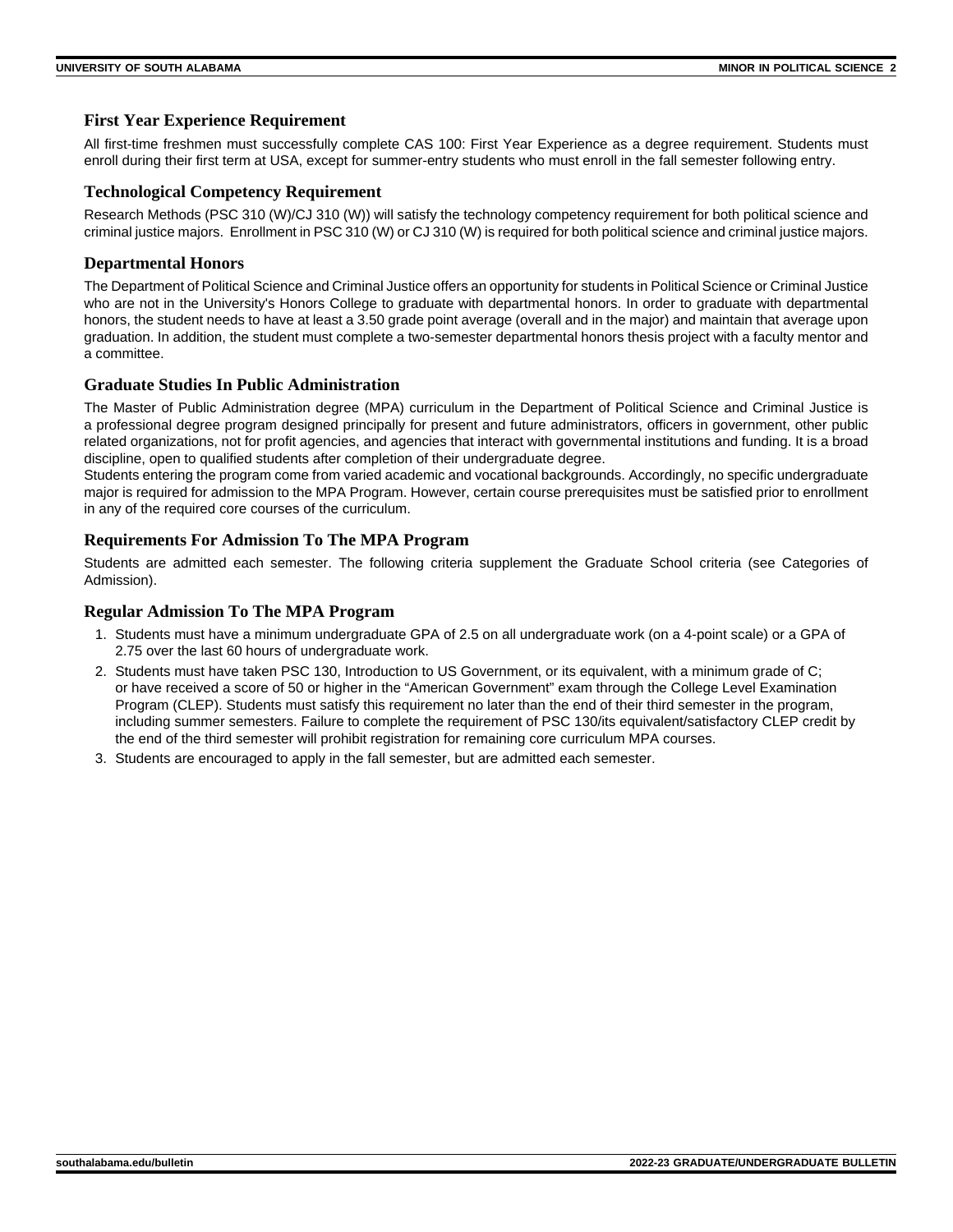## First Year Experience Requirement

All first-time freshmen must successfully complete CAS 100: First Year Experience as a degree requirement. Students must enroll during their first term at USA, except for summer-entry students who must enroll in the fall semester following entry.

## Technological Competency Requirement

Research Methods (PSC 310 (W)/CJ 310 (W)) will satisfy the technology competency requirement for both political science and criminal justice majors. Enrollment in PSC 310 (W) or CJ 310 (W) is required for both political science and criminal justice majors.

## Departmental Honors

The Department of Political Science and Criminal Justice offers an opportunity for students in Political Science or Criminal Justice who are not in the University's Honors College to graduate with departmental honors. In order to graduate with departmental honors, the student needs to have at least a 3.50 grade point average (overall and in the major) and maintain that average upon graduation. In addition, the student must complete a two-semester departmental honors thesis project with a faculty mentor and a committee.

## Graduate Studies In Public Administration

The Master of Public Administration degree (MPA) curriculum in the Department of Political Science and Criminal Justice is a professional degree program designed principally for present and future administrators, officers in government, other public related organizations, not for profit agencies, and agencies that interact with governmental institutions and funding. It is a broad discipline, open to qualified students after completion of their undergraduate degree.

Students entering the program come from varied academic and vocational backgrounds. Accordingly, no specific undergraduate major is required for admission to the MPA Program. However, certain course prerequisites must be satisfied prior to enrollment in any of the required core courses of the curriculum.

## Requirements For Admission To The MPA Program

Students are admitted each semester. The following criteria supplement the Graduate School criteria (see Categories of Admission).

## Regular Admission To The MPA Program

1. Students must have a minimum undergraduate GPA of 2.5 on all undergraduate work (on a 4-point scale) or a GPA of 2.75 over the last 60 hours of undergraduate work.
2. Students must have taken PSC 130, Introduction to US Government, or its equivalent, with a minimum grade of C; or have received a score of 50 or higher in the "American Government" exam through the College Level Examination Program (CLEP). Students must satisfy this requirement no later than the end of their third semester in the program, including summer semesters. Failure to complete the requirement of PSC 130/its equivalent/satisfactory CLEP credit by the end of the third semester will prohibit registration for remaining core curriculum MPA courses.
3. Students are encouraged to apply in the fall semester, but are admitted each semester.